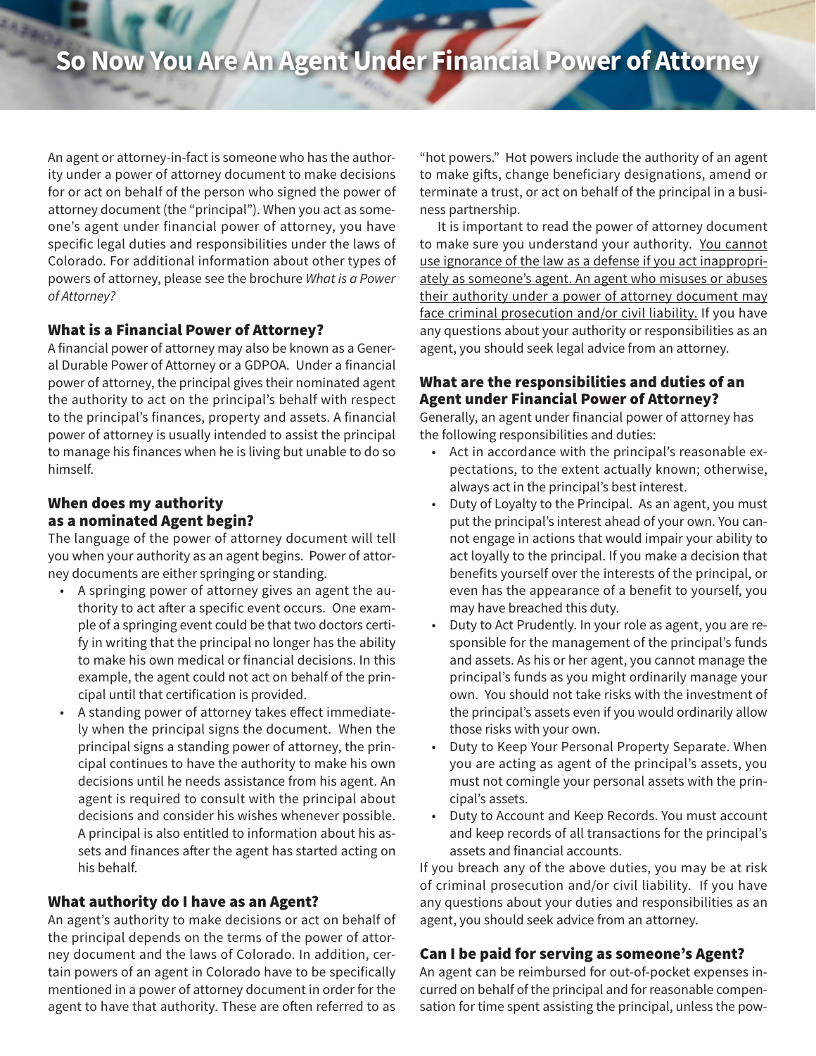# So Now You Are An Agent Under Financial Power of Attorney

An agent or attorney-in-fact is someone who has the authority under a power of attorney document to make decisions for or act on behalf of the person who signed the power of attorney document (the "principal"). When you act as someone's agent under financial power of attorney, you have specific legal duties and responsibilities under the laws of Colorado. For additional information about other types of powers of attorney, please see the brochure *What is a Power of Attorney?*

## What is a Financial Power of Attorney?

A financial power of attorney may also be known as a General Durable Power of Attorney or a GDPOA. Under a financial power of attorney, the principal gives their nominated agent the authority to act on the principal's behalf with respect to the principal's finances, property and assets. A financial power of attorney is usually intended to assist the principal to manage his finances when he is living but unable to do so himself.

## When does my authority as a nominated Agent begin?

The language of the power of attorney document will tell you when your authority as an agent begins. Power of attorney documents are either springing or standing.

- A springing power of attorney gives an agent the authority to act after a specific event occurs. One example of a springing event could be that two doctors certify in writing that the principal no longer has the ability to make his own medical or financial decisions. In this example, the agent could not act on behalf of the principal until that certification is provided.
- A standing power of attorney takes effect immediately when the principal signs the document. When the principal signs a standing power of attorney, the principal continues to have the authority to make his own decisions until he needs assistance from his agent. An agent is required to consult with the principal about decisions and consider his wishes whenever possible. A principal is also entitled to information about his assets and finances after the agent has started acting on his behalf.

## What authority do I have as an Agent?

An agent's authority to make decisions or act on behalf of the principal depends on the terms of the power of attorney document and the laws of Colorado. In addition, certain powers of an agent in Colorado have to be specifically mentioned in a power of attorney document in order for the agent to have that authority. These are often referred to as "hot powers." Hot powers include the authority of an agent to make gifts, change beneficiary designations, amend or terminate a trust, or act on behalf of the principal in a business partnership.

It is important to read the power of attorney document to make sure you understand your authority. <u>You cannot use ignorance of the law as a defense if you act inappropriately as someone's agent. An agent who misuses or abuses their authority under a power of attorney document may face criminal prosecution and/or civil liability.</u> If you have any questions about your authority or responsibilities as an agent, you should seek legal advice from an attorney.

## What are the responsibilities and duties of an Agent under Financial Power of Attorney?

Generally, an agent under financial power of attorney has the following responsibilities and duties:

- Act in accordance with the principal's reasonable expectations, to the extent actually known; otherwise, always act in the principal's best interest.
- Duty of Loyalty to the Principal. As an agent, you must put the principal's interest ahead of your own. You cannot engage in actions that would impair your ability to act loyally to the principal. If you make a decision that benefits yourself over the interests of the principal, or even has the appearance of a benefit to yourself, you may have breached this duty.
- Duty to Act Prudently. In your role as agent, you are responsible for the management of the principal's funds and assets. As his or her agent, you cannot manage the principal's funds as you might ordinarily manage your own. You should not take risks with the investment of the principal's assets even if you would ordinarily allow those risks with your own.
- Duty to Keep Your Personal Property Separate. When you are acting as agent of the principal's assets, you must not comingle your personal assets with the principal's assets.
- Duty to Account and Keep Records. You must account and keep records of all transactions for the principal's assets and financial accounts.

If you breach any of the above duties, you may be at risk of criminal prosecution and/or civil liability. If you have any questions about your duties and responsibilities as an agent, you should seek advice from an attorney.

## Can I be paid for serving as someone's Agent?

An agent can be reimbursed for out-of-pocket expenses incurred on behalf of the principal and for reasonable compensation for time spent assisting the principal, unless the pow-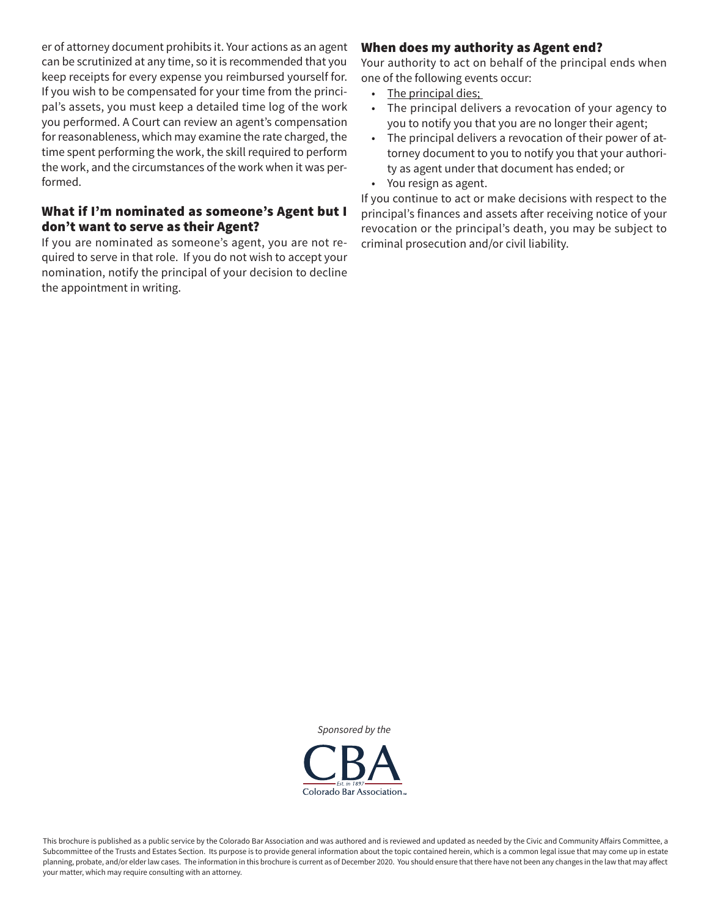er of attorney document prohibits it. Your actions as an agent can be scrutinized at any time, so it is recommended that you keep receipts for every expense you reimbursed yourself for. If you wish to be compensated for your time from the principal's assets, you must keep a detailed time log of the work you performed. A Court can review an agent's compensation for reasonableness, which may examine the rate charged, the time spent performing the work, the skill required to perform the work, and the circumstances of the work when it was performed.

## What if I'm nominated as someone's Agent but I don't want to serve as their Agent?

If you are nominated as someone's agent, you are not required to serve in that role. If you do not wish to accept your nomination, notify the principal of your decision to decline the appointment in writing.

## When does my authority as Agent end?

Your authority to act on behalf of the principal ends when one of the following events occur:

- The principal dies;
- The principal delivers a revocation of your agency to you to notify you that you are no longer their agent;
- The principal delivers a revocation of their power of attorney document to you to notify you that your authority as agent under that document has ended; or
- You resign as agent.

If you continue to act or make decisions with respect to the principal's finances and assets after receiving notice of your revocation or the principal's death, you may be subject to criminal prosecution and/or civil liability.

*Sponsored by the*

CBA
Est. in 1897
Colorado Bar Association

This brochure is published as a public service by the Colorado Bar Association and was authored and is reviewed and updated as needed by the Civic and Community Affairs Committee, a Subcommittee of the Trusts and Estates Section. Its purpose is to provide general information about the topic contained herein, which is a common legal issue that may come up in estate planning, probate, and/or elder law cases. The information in this brochure is current as of December 2020. You should ensure that there have not been any changes in the law that may affect your matter, which may require consulting with an attorney.